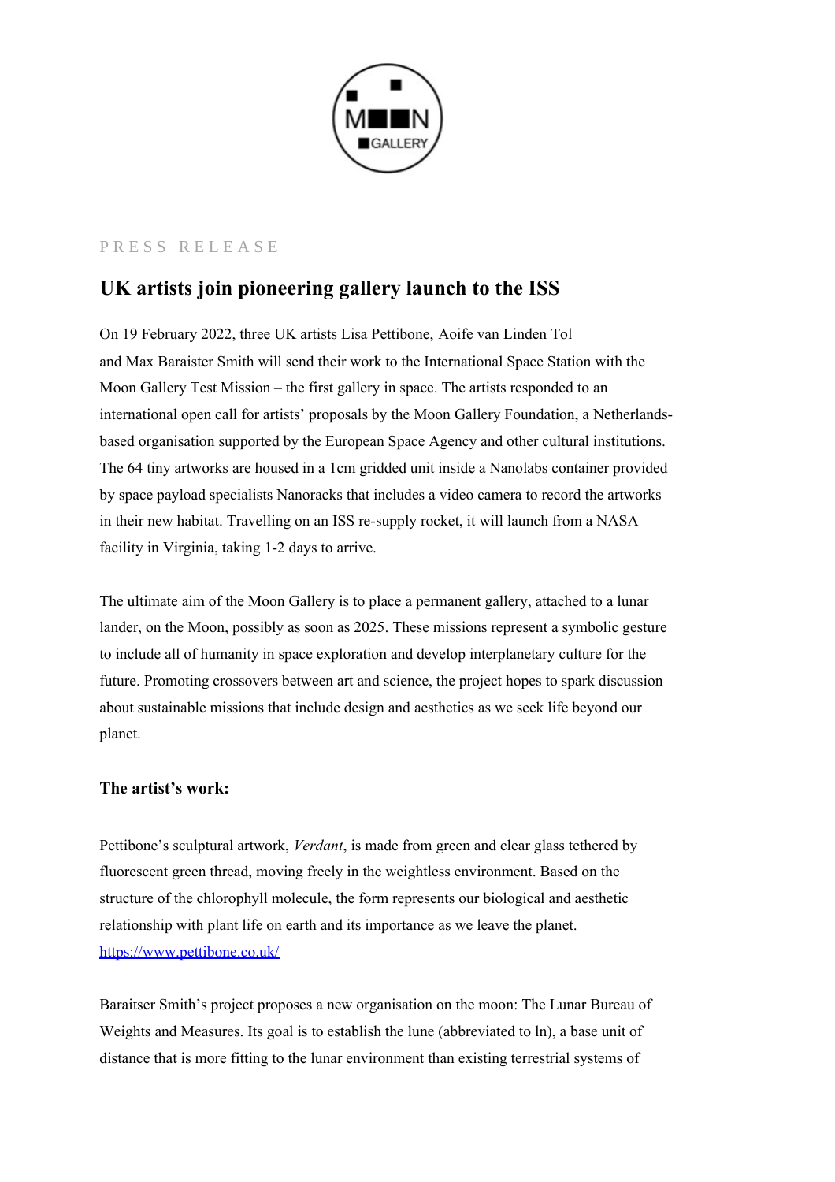PRESS RELEASE

# UK artists join pioneering gallery launch to the ISS

On 19 February 2022, three UK artists Lisa Pettibone, Aoife van Linden Tol and Max Baraister Smith will send their work to the International Space Station with the Moon Gallery Test Mission – the first gallery in space. The artists responded to an international open call for artists' proposals by the Moon Gallery Foundation, a Netherlands-based organisation supported by the European Space Agency and other cultural institutions. The 64 tiny artworks are housed in a 1cm gridded unit inside a Nanolabs container provided by space payload specialists Nanoracks that includes a video camera to record the artworks in their new habitat. Travelling on an ISS re-supply rocket, it will launch from a NASA facility in Virginia, taking 1-2 days to arrive.

The ultimate aim of the Moon Gallery is to place a permanent gallery, attached to a lunar lander, on the Moon, possibly as soon as 2025. These missions represent a symbolic gesture to include all of humanity in space exploration and develop interplanetary culture for the future. Promoting crossovers between art and science, the project hopes to spark discussion about sustainable missions that include design and aesthetics as we seek life beyond our planet.

**The artist's work:**

Pettibone's sculptural artwork, *Verdant*, is made from green and clear glass tethered by fluorescent green thread, moving freely in the weightless environment. Based on the structure of the chlorophyll molecule, the form represents our biological and aesthetic relationship with plant life on earth and its importance as we leave the planet.
https://www.pettibone.co.uk/

Baraitser Smith's project proposes a new organisation on the moon: The Lunar Bureau of Weights and Measures. Its goal is to establish the lune (abbreviated to ln), a base unit of distance that is more fitting to the lunar environment than existing terrestrial systems of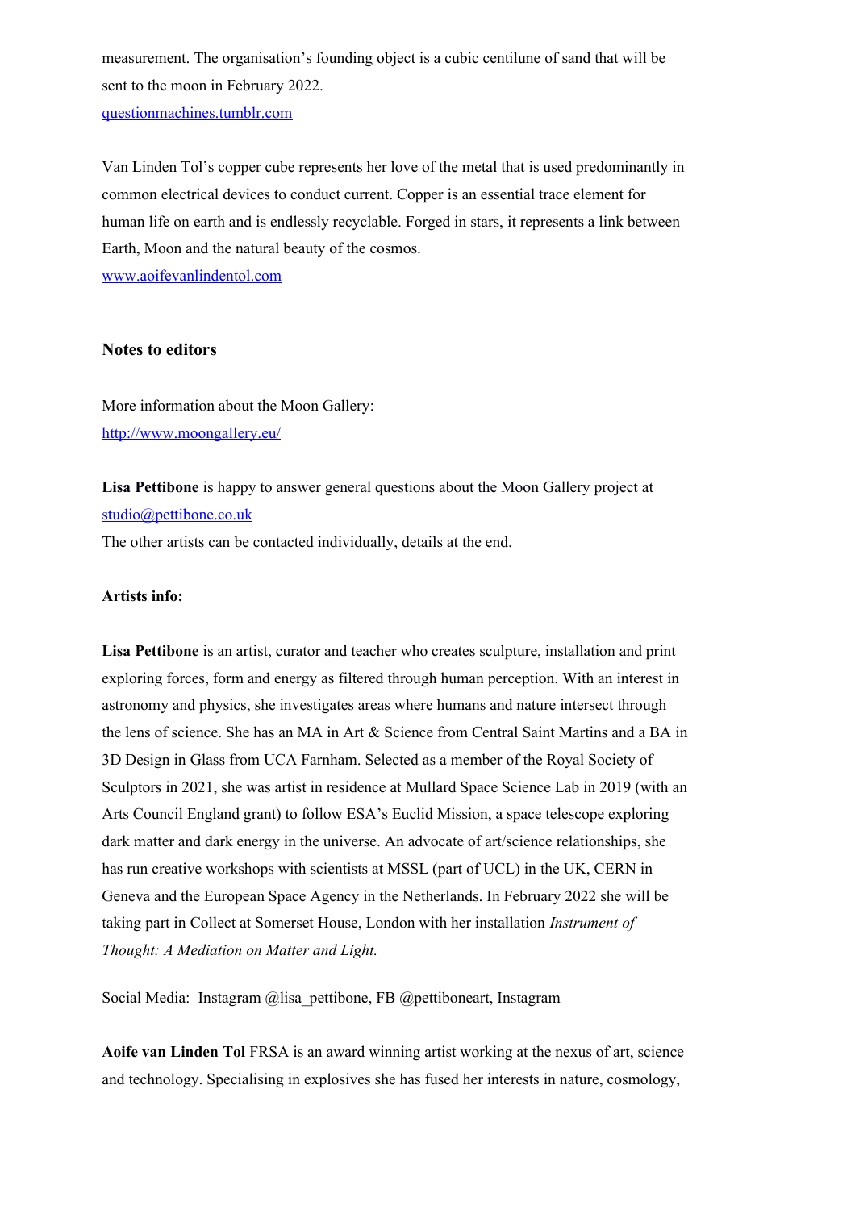measurement. The organisation's founding object is a cubic centilune of sand that will be sent to the moon in February 2022.
[questionmachines.tumblr.com](questionmachines.tumblr.com)

Van Linden Tol's copper cube represents her love of the metal that is used predominantly in common electrical devices to conduct current. Copper is an essential trace element for human life on earth and is endlessly recyclable. Forged in stars, it represents a link between Earth, Moon and the natural beauty of the cosmos.
[www.aoifevanlindentol.com](www.aoifevanlindentol.com)

## Notes to editors

More information about the Moon Gallery:
[http://www.moongallery.eu/](http://www.moongallery.eu/)

**Lisa Pettibone** is happy to answer general questions about the Moon Gallery project at [studio@pettibone.co.uk](mailto:studio@pettibone.co.uk)
The other artists can be contacted individually, details at the end.

### Artists info:

**Lisa Pettibone** is an artist, curator and teacher who creates sculpture, installation and print exploring forces, form and energy as filtered through human perception. With an interest in astronomy and physics, she investigates areas where humans and nature intersect through the lens of science. She has an MA in Art & Science from Central Saint Martins and a BA in 3D Design in Glass from UCA Farnham. Selected as a member of the Royal Society of Sculptors in 2021, she was artist in residence at Mullard Space Science Lab in 2019 (with an Arts Council England grant) to follow ESA's Euclid Mission, a space telescope exploring dark matter and dark energy in the universe. An advocate of art/science relationships, she has run creative workshops with scientists at MSSL (part of UCL) in the UK, CERN in Geneva and the European Space Agency in the Netherlands. In February 2022 she will be taking part in Collect at Somerset House, London with her installation *Instrument of Thought: A Mediation on Matter and Light.*

Social Media: Instagram @lisa_pettibone, FB @pettiboneart, Instagram

**Aoife van Linden Tol** FRSA is an award winning artist working at the nexus of art, science and technology. Specialising in explosives she has fused her interests in nature, cosmology,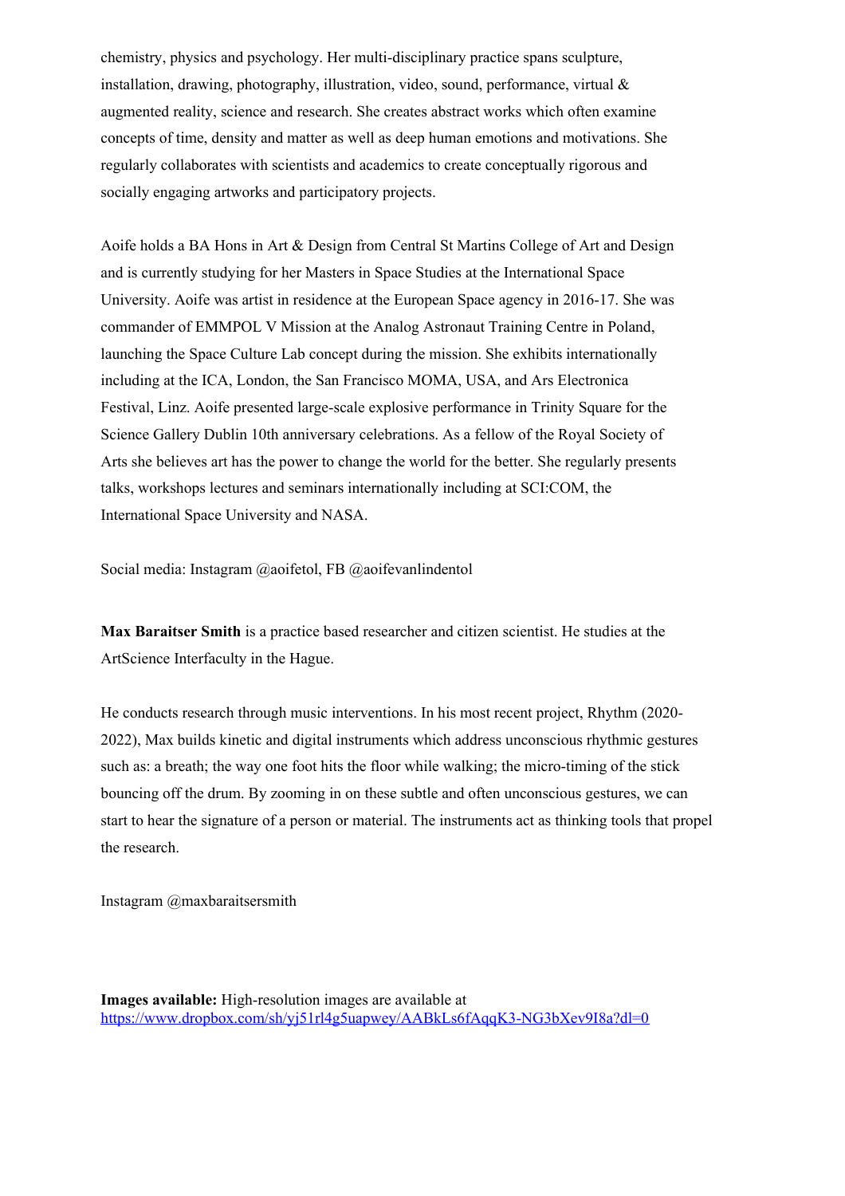chemistry, physics and psychology. Her multi-disciplinary practice spans sculpture, installation, drawing, photography, illustration, video, sound, performance, virtual & augmented reality, science and research. She creates abstract works which often examine concepts of time, density and matter as well as deep human emotions and motivations. She regularly collaborates with scientists and academics to create conceptually rigorous and socially engaging artworks and participatory projects.

Aoife holds a BA Hons in Art & Design from Central St Martins College of Art and Design and is currently studying for her Masters in Space Studies at the International Space University. Aoife was artist in residence at the European Space agency in 2016-17. She was commander of EMMPOL V Mission at the Analog Astronaut Training Centre in Poland, launching the Space Culture Lab concept during the mission. She exhibits internationally including at the ICA, London, the San Francisco MOMA, USA, and Ars Electronica Festival, Linz. Aoife presented large-scale explosive performance in Trinity Square for the Science Gallery Dublin 10th anniversary celebrations. As a fellow of the Royal Society of Arts she believes art has the power to change the world for the better. She regularly presents talks, workshops lectures and seminars internationally including at SCI:COM, the International Space University and NASA.

Social media: Instagram @aoifetol, FB @aoifevanlindentol

**Max Baraitser Smith** is a practice based researcher and citizen scientist. He studies at the ArtScience Interfaculty in the Hague.

He conducts research through music interventions. In his most recent project, Rhythm (2020-2022), Max builds kinetic and digital instruments which address unconscious rhythmic gestures such as: a breath; the way one foot hits the floor while walking; the micro-timing of the stick bouncing off the drum. By zooming in on these subtle and often unconscious gestures, we can start to hear the signature of a person or material. The instruments act as thinking tools that propel the research.

Instagram @maxbaraitsersmith

**Images available:** High-resolution images are available at [https://www.dropbox.com/sh/yj51rl4g5uapwey/AABkLs6fAqqK3-NG3bXev9I8a?dl=0](https://www.dropbox.com/sh/yj51rl4g5uapwey/AABkLs6fAqqK3-NG3bXev9I8a?dl=0)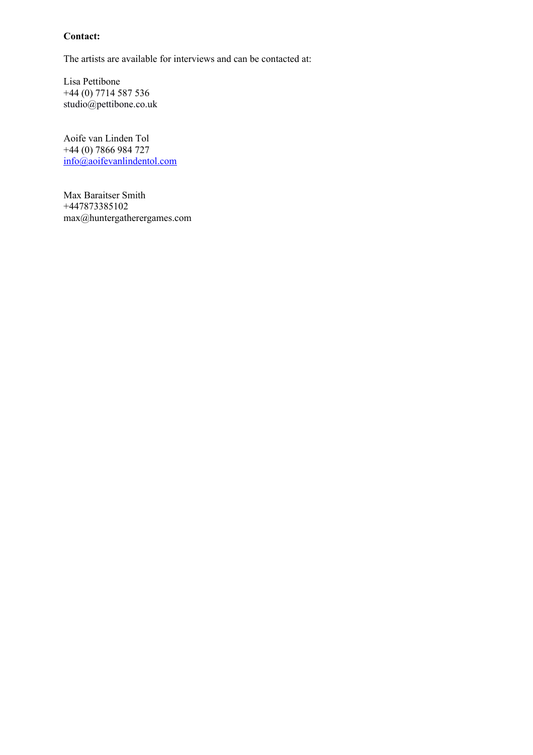**Contact:**

The artists are available for interviews and can be contacted at:

Lisa Pettibone
+44 (0) 7714 587 536
studio@pettibone.co.uk

Aoife van Linden Tol
+44 (0) 7866 984 727
info@aoifevanlindentol.com

Max Baraitser Smith
+447873385102
max@huntergatherergames.com